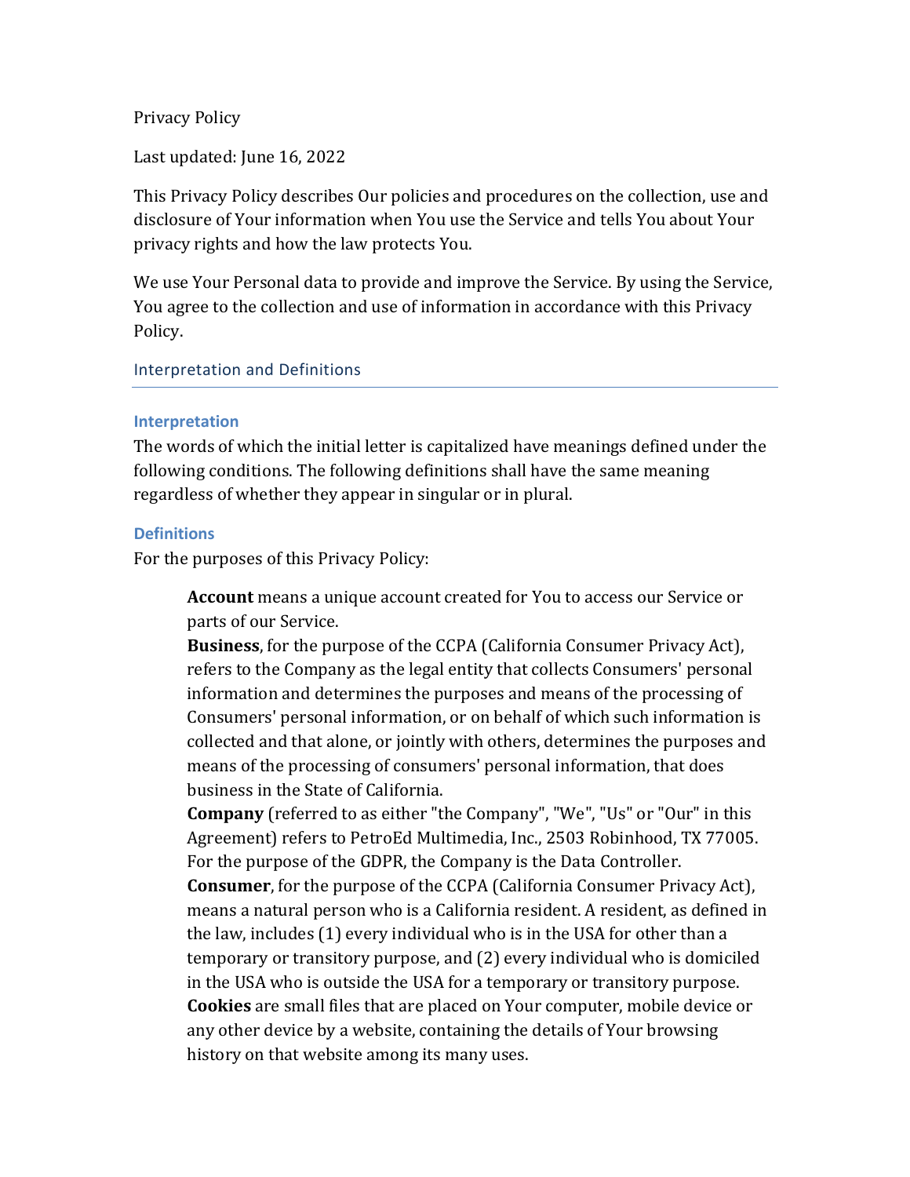Privacy Policy

Last updated: June 16, 2022

This Privacy Policy describes Our policies and procedures on the collection, use and disclosure of Your information when You use the Service and tells You about Your privacy rights and how the law protects You.

We use Your Personal data to provide and improve the Service. By using the Service, You agree to the collection and use of information in accordance with this Privacy Policy.

## Interpretation and Definitions

### Interpretation

The words of which the initial letter is capitalized have meanings defined under the following conditions. The following definitions shall have the same meaning regardless of whether they appear in singular or in plural.

### Definitions

For the purposes of this Privacy Policy:

**Account** means a unique account created for You to access our Service or parts of our Service.

**Business**, for the purpose of the CCPA (California Consumer Privacy Act), refers to the Company as the legal entity that collects Consumers' personal information and determines the purposes and means of the processing of Consumers' personal information, or on behalf of which such information is collected and that alone, or jointly with others, determines the purposes and means of the processing of consumers' personal information, that does business in the State of California.

**Company** (referred to as either "the Company", "We", "Us" or "Our" in this Agreement) refers to PetroEd Multimedia, Inc., 2503 Robinhood, TX 77005. For the purpose of the GDPR, the Company is the Data Controller.

**Consumer**, for the purpose of the CCPA (California Consumer Privacy Act), means a natural person who is a California resident. A resident, as defined in the law, includes (1) every individual who is in the USA for other than a temporary or transitory purpose, and (2) every individual who is domiciled in the USA who is outside the USA for a temporary or transitory purpose.

**Cookies** are small files that are placed on Your computer, mobile device or any other device by a website, containing the details of Your browsing history on that website among its many uses.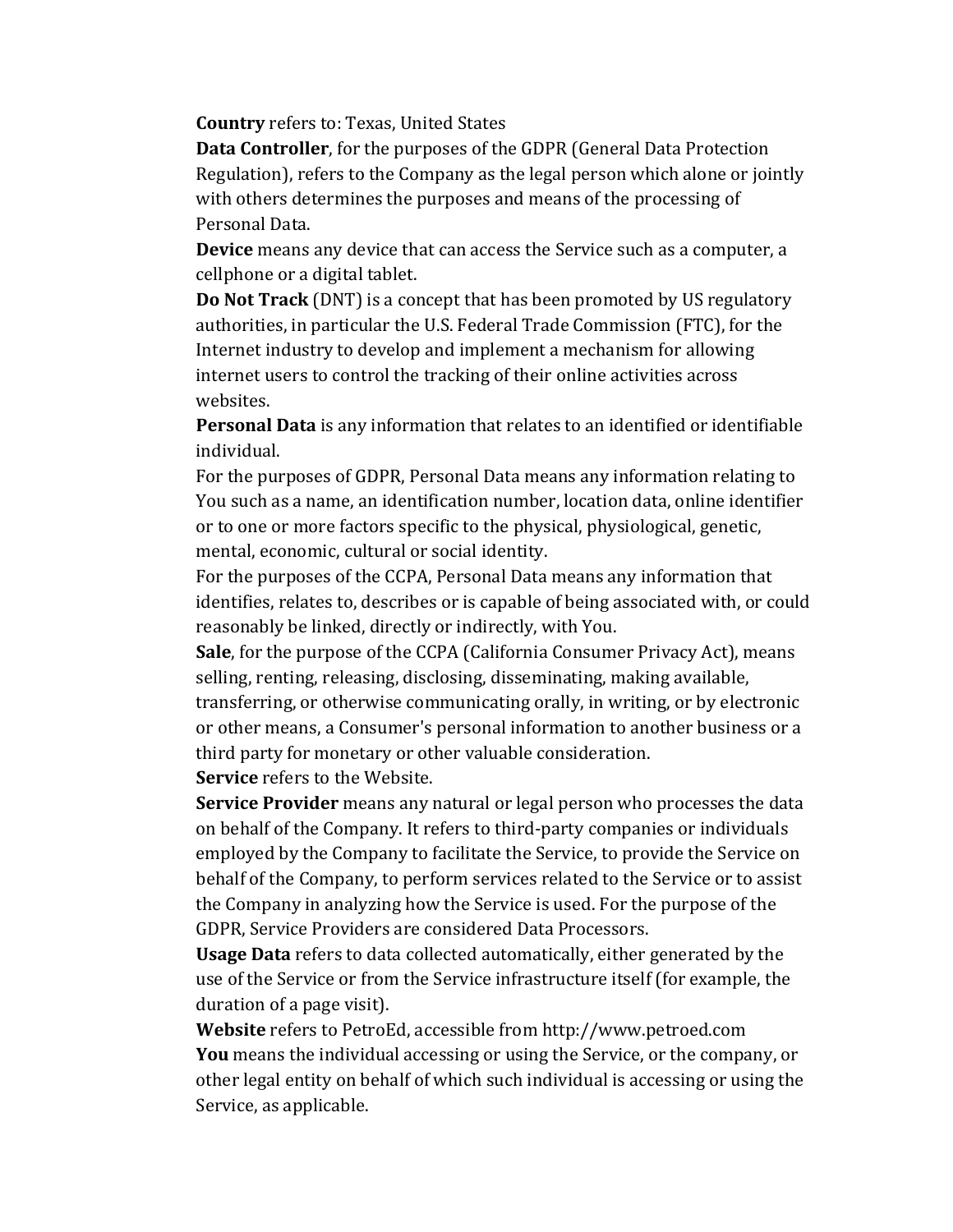**Country** refers to: Texas, United States

**Data Controller**, for the purposes of the GDPR (General Data Protection Regulation), refers to the Company as the legal person which alone or jointly with others determines the purposes and means of the processing of Personal Data.

**Device** means any device that can access the Service such as a computer, a cellphone or a digital tablet.

**Do Not Track** (DNT) is a concept that has been promoted by US regulatory authorities, in particular the U.S. Federal Trade Commission (FTC), for the Internet industry to develop and implement a mechanism for allowing internet users to control the tracking of their online activities across websites.

**Personal Data** is any information that relates to an identified or identifiable individual.

For the purposes of GDPR, Personal Data means any information relating to You such as a name, an identification number, location data, online identifier or to one or more factors specific to the physical, physiological, genetic, mental, economic, cultural or social identity.

For the purposes of the CCPA, Personal Data means any information that identifies, relates to, describes or is capable of being associated with, or could reasonably be linked, directly or indirectly, with You.

**Sale**, for the purpose of the CCPA (California Consumer Privacy Act), means selling, renting, releasing, disclosing, disseminating, making available, transferring, or otherwise communicating orally, in writing, or by electronic or other means, a Consumer's personal information to another business or a third party for monetary or other valuable consideration.

**Service** refers to the Website.

**Service Provider** means any natural or legal person who processes the data on behalf of the Company. It refers to third-party companies or individuals employed by the Company to facilitate the Service, to provide the Service on behalf of the Company, to perform services related to the Service or to assist the Company in analyzing how the Service is used. For the purpose of the GDPR, Service Providers are considered Data Processors.

**Usage Data** refers to data collected automatically, either generated by the use of the Service or from the Service infrastructure itself (for example, the duration of a page visit).

**Website** refers to PetroEd, accessible from http://www.petroed.com

**You** means the individual accessing or using the Service, or the company, or other legal entity on behalf of which such individual is accessing or using the Service, as applicable.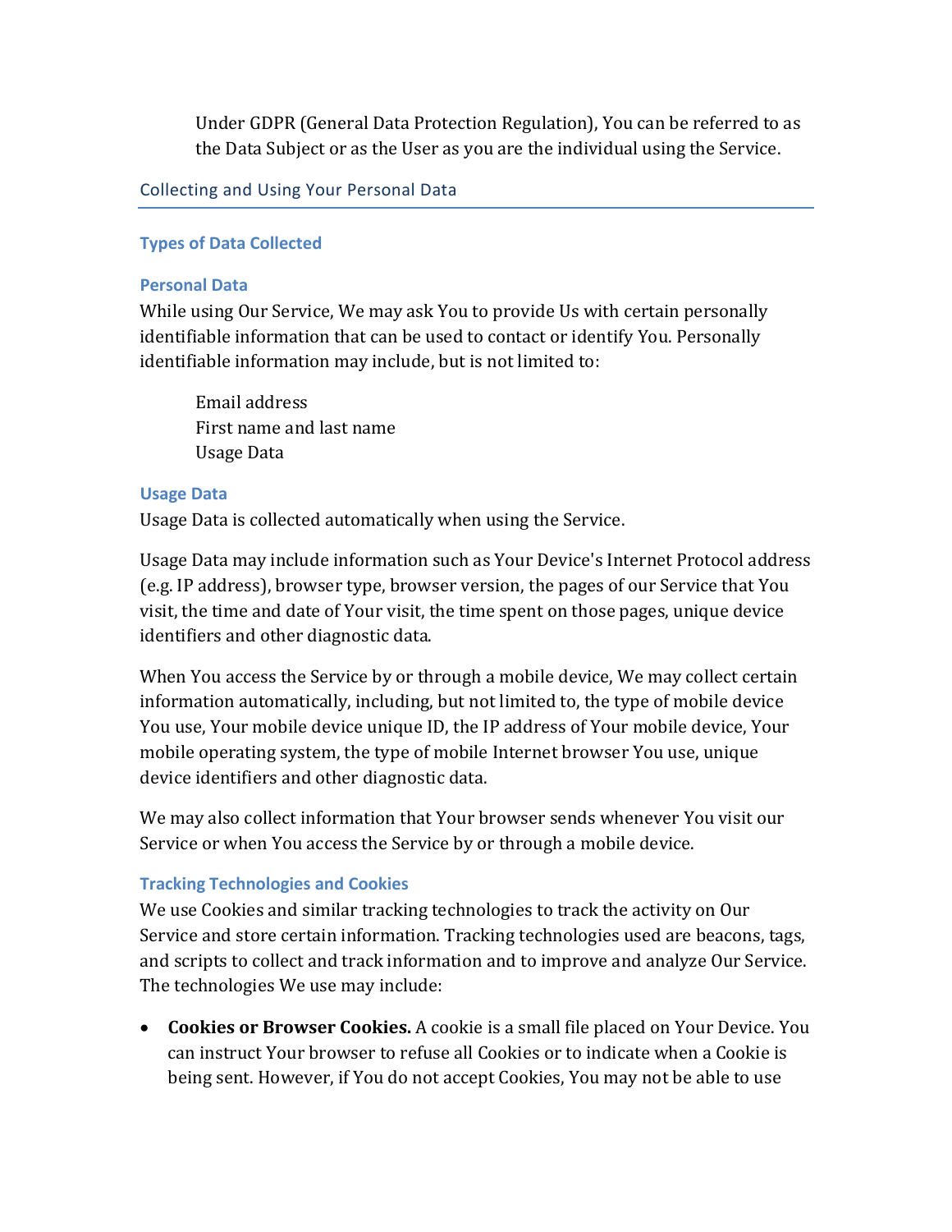Under GDPR (General Data Protection Regulation), You can be referred to as the Data Subject or as the User as you are the individual using the Service.

## Collecting and Using Your Personal Data

### Types of Data Collected

#### Personal Data

While using Our Service, We may ask You to provide Us with certain personally identifiable information that can be used to contact or identify You. Personally identifiable information may include, but is not limited to:

Email address
First name and last name
Usage Data

#### Usage Data

Usage Data is collected automatically when using the Service.

Usage Data may include information such as Your Device's Internet Protocol address (e.g. IP address), browser type, browser version, the pages of our Service that You visit, the time and date of Your visit, the time spent on those pages, unique device identifiers and other diagnostic data.

When You access the Service by or through a mobile device, We may collect certain information automatically, including, but not limited to, the type of mobile device You use, Your mobile device unique ID, the IP address of Your mobile device, Your mobile operating system, the type of mobile Internet browser You use, unique device identifiers and other diagnostic data.

We may also collect information that Your browser sends whenever You visit our Service or when You access the Service by or through a mobile device.

#### Tracking Technologies and Cookies

We use Cookies and similar tracking technologies to track the activity on Our Service and store certain information. Tracking technologies used are beacons, tags, and scripts to collect and track information and to improve and analyze Our Service. The technologies We use may include:

- **Cookies or Browser Cookies.** A cookie is a small file placed on Your Device. You can instruct Your browser to refuse all Cookies or to indicate when a Cookie is being sent. However, if You do not accept Cookies, You may not be able to use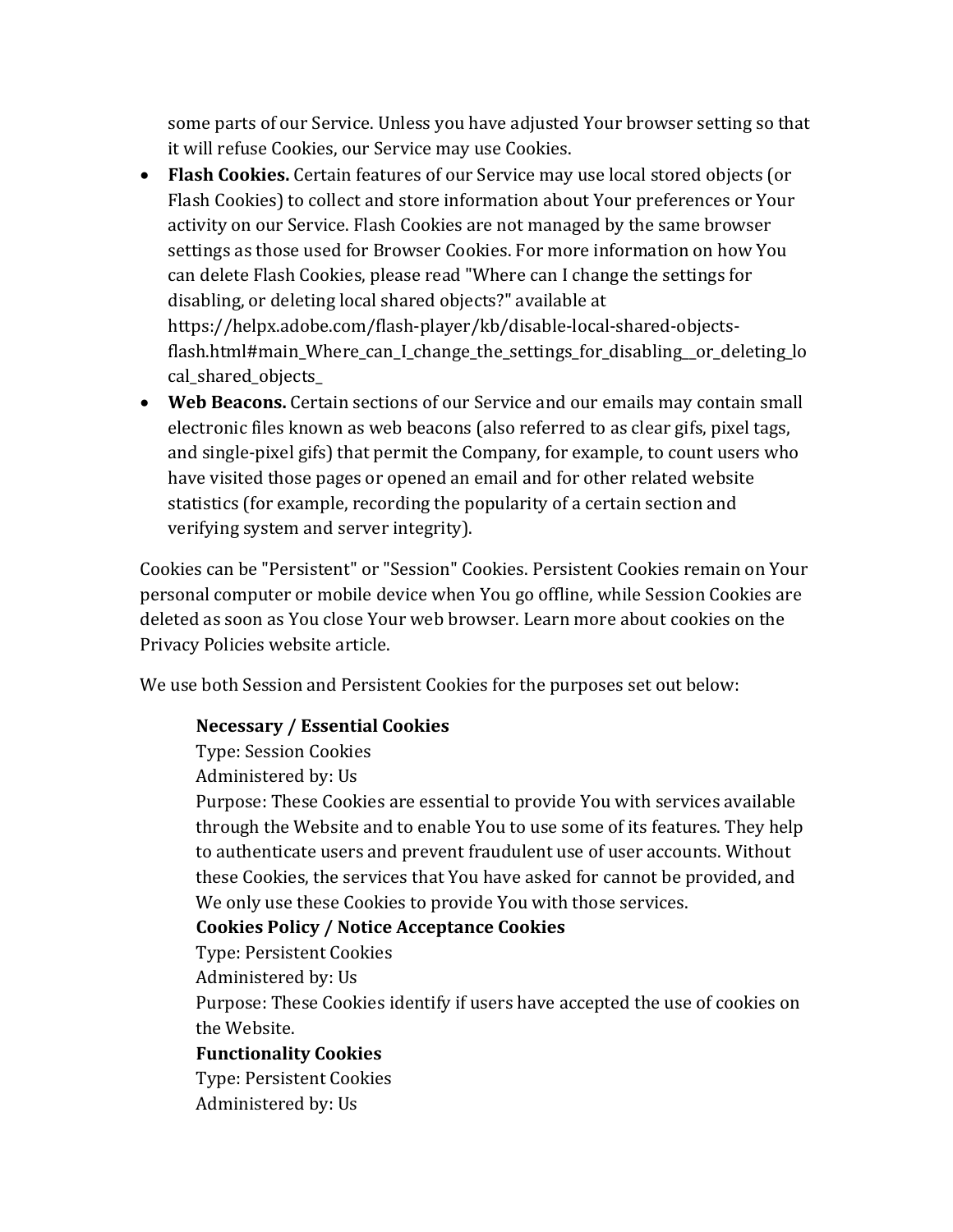some parts of our Service. Unless you have adjusted Your browser setting so that it will refuse Cookies, our Service may use Cookies.

- **Flash Cookies.** Certain features of our Service may use local stored objects (or Flash Cookies) to collect and store information about Your preferences or Your activity on our Service. Flash Cookies are not managed by the same browser settings as those used for Browser Cookies. For more information on how You can delete Flash Cookies, please read "Where can I change the settings for disabling, or deleting local shared objects?" available at https://helpx.adobe.com/flash-player/kb/disable-local-shared-objects-flash.html#main_Where_can_I_change_the_settings_for_disabling__or_deleting_local_shared_objects_
- **Web Beacons.** Certain sections of our Service and our emails may contain small electronic files known as web beacons (also referred to as clear gifs, pixel tags, and single-pixel gifs) that permit the Company, for example, to count users who have visited those pages or opened an email and for other related website statistics (for example, recording the popularity of a certain section and verifying system and server integrity).

Cookies can be "Persistent" or "Session" Cookies. Persistent Cookies remain on Your personal computer or mobile device when You go offline, while Session Cookies are deleted as soon as You close Your web browser. Learn more about cookies on the Privacy Policies website article.

We use both Session and Persistent Cookies for the purposes set out below:

**Necessary / Essential Cookies**
Type: Session Cookies
Administered by: Us
Purpose: These Cookies are essential to provide You with services available through the Website and to enable You to use some of its features. They help to authenticate users and prevent fraudulent use of user accounts. Without these Cookies, the services that You have asked for cannot be provided, and We only use these Cookies to provide You with those services.

**Cookies Policy / Notice Acceptance Cookies**
Type: Persistent Cookies
Administered by: Us
Purpose: These Cookies identify if users have accepted the use of cookies on the Website.

**Functionality Cookies**
Type: Persistent Cookies
Administered by: Us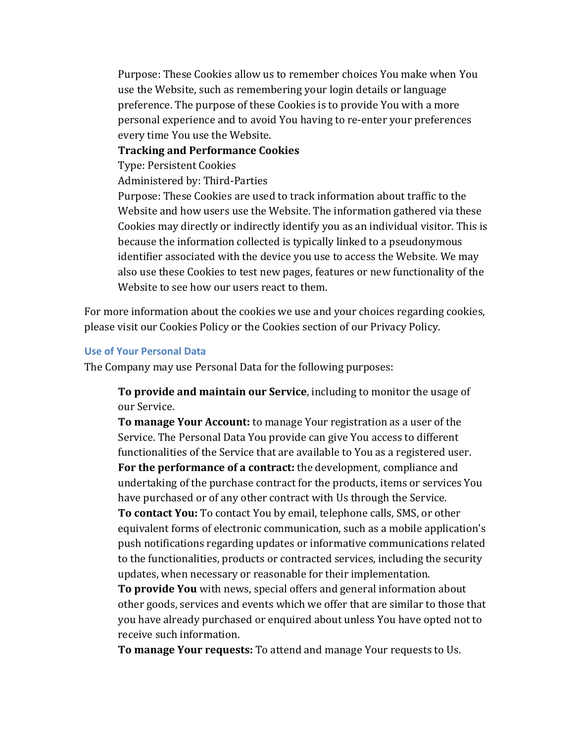Purpose: These Cookies allow us to remember choices You make when You use the Website, such as remembering your login details or language preference. The purpose of these Cookies is to provide You with a more personal experience and to avoid You having to re-enter your preferences every time You use the Website.

**Tracking and Performance Cookies**

Type: Persistent Cookies

Administered by: Third-Parties

Purpose: These Cookies are used to track information about traffic to the Website and how users use the Website. The information gathered via these Cookies may directly or indirectly identify you as an individual visitor. This is because the information collected is typically linked to a pseudonymous identifier associated with the device you use to access the Website. We may also use these Cookies to test new pages, features or new functionality of the Website to see how our users react to them.

For more information about the cookies we use and your choices regarding cookies, please visit our Cookies Policy or the Cookies section of our Privacy Policy.

### Use of Your Personal Data

The Company may use Personal Data for the following purposes:

**To provide and maintain our Service**, including to monitor the usage of our Service.

**To manage Your Account:** to manage Your registration as a user of the Service. The Personal Data You provide can give You access to different functionalities of the Service that are available to You as a registered user.

**For the performance of a contract:** the development, compliance and undertaking of the purchase contract for the products, items or services You have purchased or of any other contract with Us through the Service.

**To contact You:** To contact You by email, telephone calls, SMS, or other equivalent forms of electronic communication, such as a mobile application's push notifications regarding updates or informative communications related to the functionalities, products or contracted services, including the security updates, when necessary or reasonable for their implementation.

**To provide You** with news, special offers and general information about other goods, services and events which we offer that are similar to those that you have already purchased or enquired about unless You have opted not to receive such information.

**To manage Your requests:** To attend and manage Your requests to Us.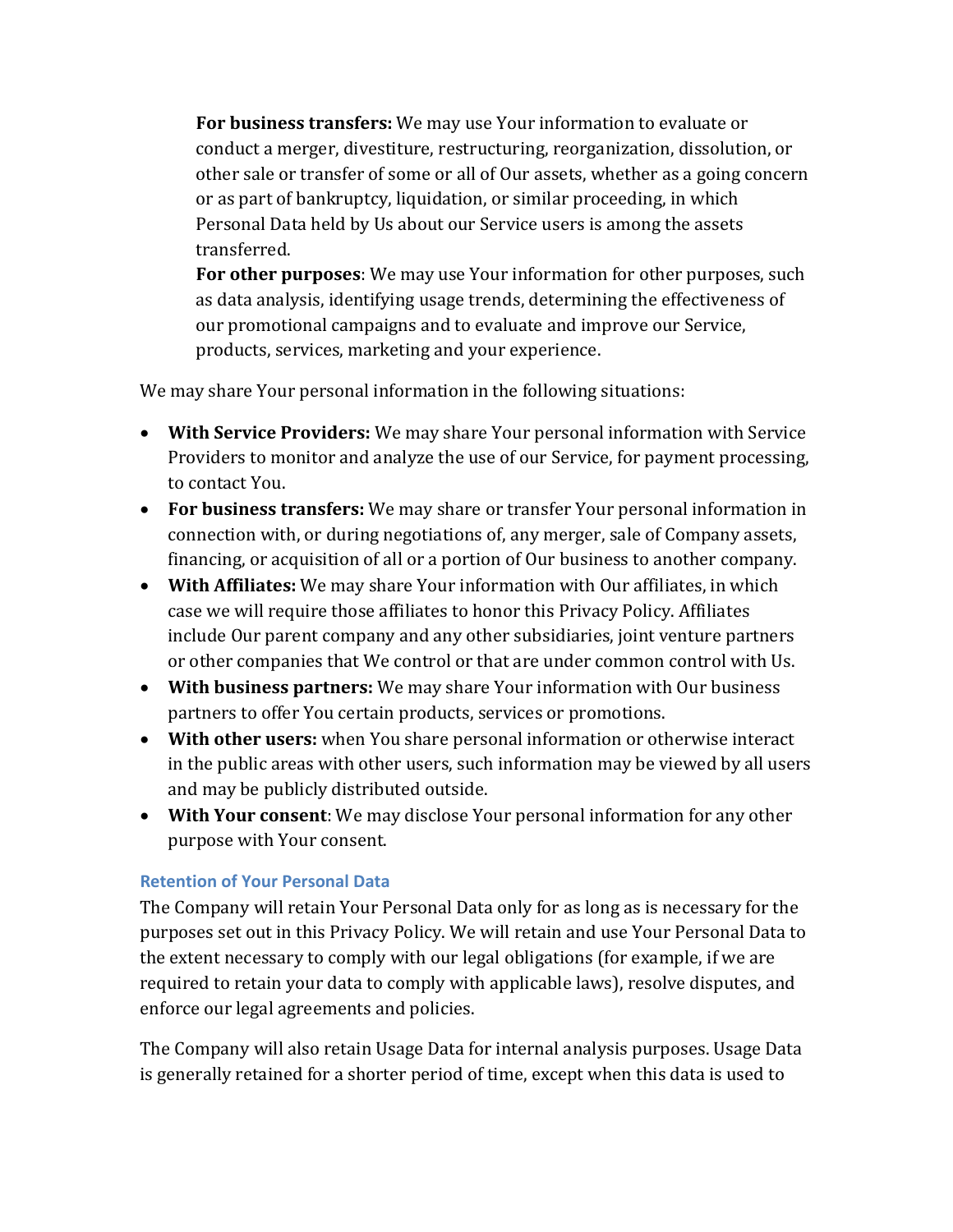**For business transfers:** We may use Your information to evaluate or conduct a merger, divestiture, restructuring, reorganization, dissolution, or other sale or transfer of some or all of Our assets, whether as a going concern or as part of bankruptcy, liquidation, or similar proceeding, in which Personal Data held by Us about our Service users is among the assets transferred.

**For other purposes**: We may use Your information for other purposes, such as data analysis, identifying usage trends, determining the effectiveness of our promotional campaigns and to evaluate and improve our Service, products, services, marketing and your experience.

We may share Your personal information in the following situations:

- **With Service Providers:** We may share Your personal information with Service Providers to monitor and analyze the use of our Service, for payment processing, to contact You.
- **For business transfers:** We may share or transfer Your personal information in connection with, or during negotiations of, any merger, sale of Company assets, financing, or acquisition of all or a portion of Our business to another company.
- **With Affiliates:** We may share Your information with Our affiliates, in which case we will require those affiliates to honor this Privacy Policy. Affiliates include Our parent company and any other subsidiaries, joint venture partners or other companies that We control or that are under common control with Us.
- **With business partners:** We may share Your information with Our business partners to offer You certain products, services or promotions.
- **With other users:** when You share personal information or otherwise interact in the public areas with other users, such information may be viewed by all users and may be publicly distributed outside.
- **With Your consent**: We may disclose Your personal information for any other purpose with Your consent.

### Retention of Your Personal Data

The Company will retain Your Personal Data only for as long as is necessary for the purposes set out in this Privacy Policy. We will retain and use Your Personal Data to the extent necessary to comply with our legal obligations (for example, if we are required to retain your data to comply with applicable laws), resolve disputes, and enforce our legal agreements and policies.

The Company will also retain Usage Data for internal analysis purposes. Usage Data is generally retained for a shorter period of time, except when this data is used to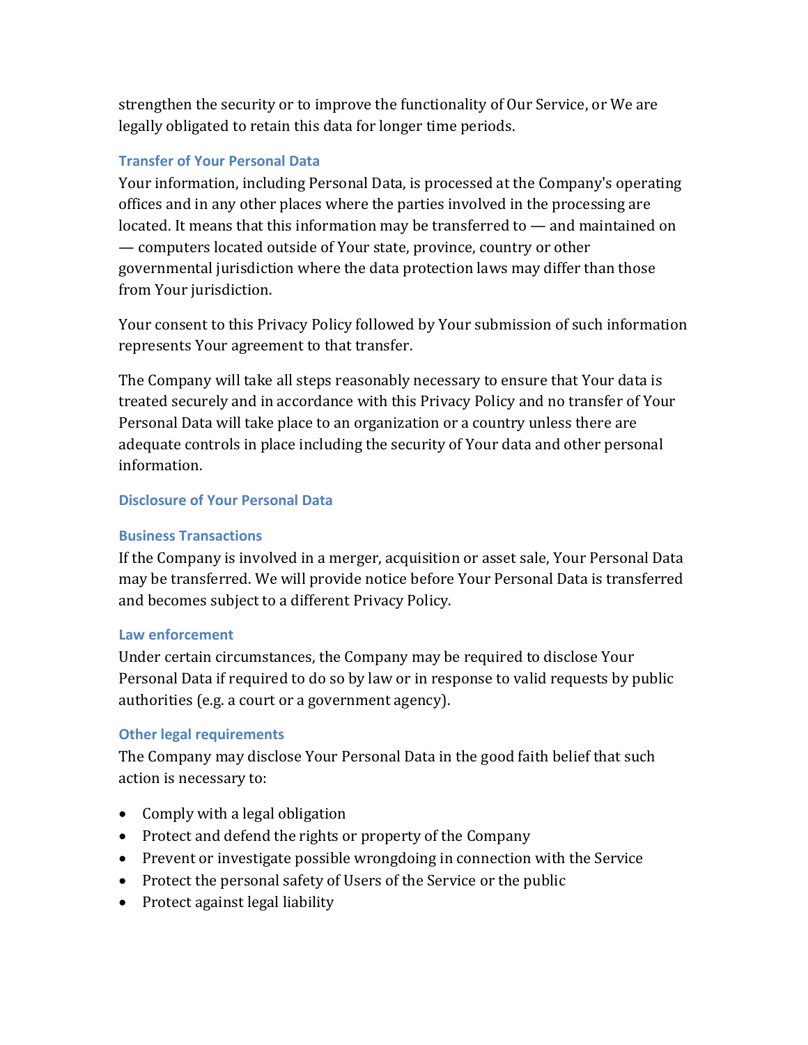strengthen the security or to improve the functionality of Our Service, or We are legally obligated to retain this data for longer time periods.

### Transfer of Your Personal Data

Your information, including Personal Data, is processed at the Company's operating offices and in any other places where the parties involved in the processing are located. It means that this information may be transferred to — and maintained on — computers located outside of Your state, province, country or other governmental jurisdiction where the data protection laws may differ than those from Your jurisdiction.

Your consent to this Privacy Policy followed by Your submission of such information represents Your agreement to that transfer.

The Company will take all steps reasonably necessary to ensure that Your data is treated securely and in accordance with this Privacy Policy and no transfer of Your Personal Data will take place to an organization or a country unless there are adequate controls in place including the security of Your data and other personal information.

### Disclosure of Your Personal Data

#### Business Transactions

If the Company is involved in a merger, acquisition or asset sale, Your Personal Data may be transferred. We will provide notice before Your Personal Data is transferred and becomes subject to a different Privacy Policy.

#### Law enforcement

Under certain circumstances, the Company may be required to disclose Your Personal Data if required to do so by law or in response to valid requests by public authorities (e.g. a court or a government agency).

#### Other legal requirements

The Company may disclose Your Personal Data in the good faith belief that such action is necessary to:

- Comply with a legal obligation
- Protect and defend the rights or property of the Company
- Prevent or investigate possible wrongdoing in connection with the Service
- Protect the personal safety of Users of the Service or the public
- Protect against legal liability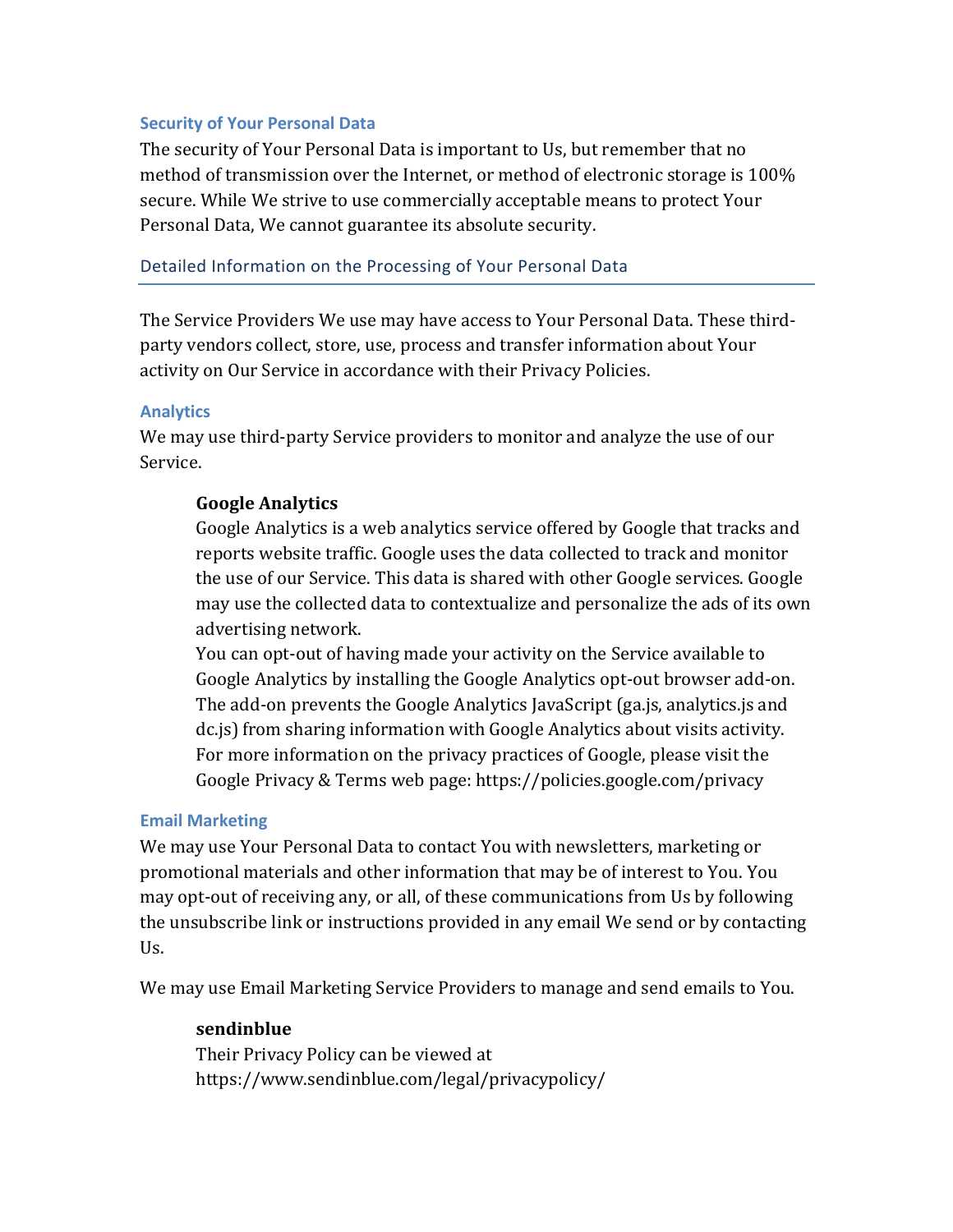### Security of Your Personal Data

The security of Your Personal Data is important to Us, but remember that no method of transmission over the Internet, or method of electronic storage is 100% secure. While We strive to use commercially acceptable means to protect Your Personal Data, We cannot guarantee its absolute security.

## Detailed Information on the Processing of Your Personal Data

The Service Providers We use may have access to Your Personal Data. These third-party vendors collect, store, use, process and transfer information about Your activity on Our Service in accordance with their Privacy Policies.

### Analytics

We may use third-party Service providers to monitor and analyze the use of our Service.

**Google Analytics**

Google Analytics is a web analytics service offered by Google that tracks and reports website traffic. Google uses the data collected to track and monitor the use of our Service. This data is shared with other Google services. Google may use the collected data to contextualize and personalize the ads of its own advertising network.

You can opt-out of having made your activity on the Service available to Google Analytics by installing the Google Analytics opt-out browser add-on. The add-on prevents the Google Analytics JavaScript (ga.js, analytics.js and dc.js) from sharing information with Google Analytics about visits activity.

For more information on the privacy practices of Google, please visit the Google Privacy & Terms web page: https://policies.google.com/privacy

### Email Marketing

We may use Your Personal Data to contact You with newsletters, marketing or promotional materials and other information that may be of interest to You. You may opt-out of receiving any, or all, of these communications from Us by following the unsubscribe link or instructions provided in any email We send or by contacting Us.

We may use Email Marketing Service Providers to manage and send emails to You.

**sendinblue**

Their Privacy Policy can be viewed at https://www.sendinblue.com/legal/privacypolicy/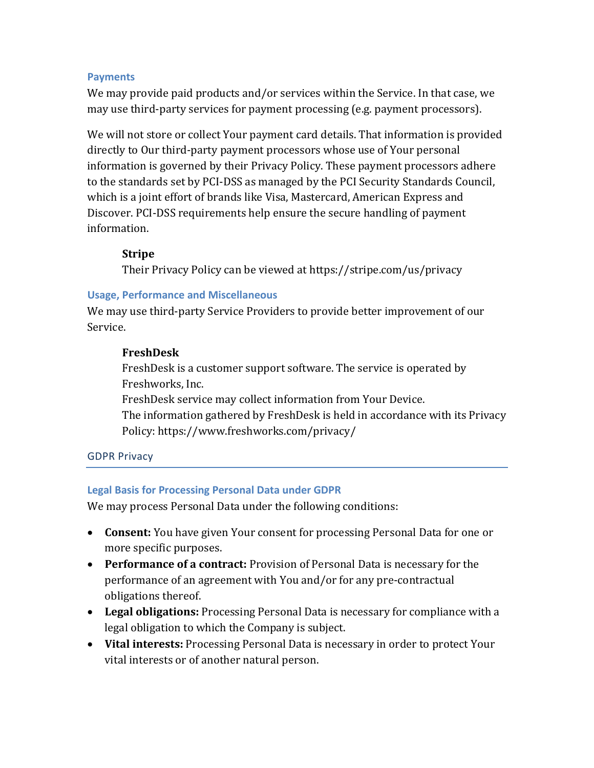#### Payments

We may provide paid products and/or services within the Service. In that case, we may use third-party services for payment processing (e.g. payment processors).

We will not store or collect Your payment card details. That information is provided directly to Our third-party payment processors whose use of Your personal information is governed by their Privacy Policy. These payment processors adhere to the standards set by PCI-DSS as managed by the PCI Security Standards Council, which is a joint effort of brands like Visa, Mastercard, American Express and Discover. PCI-DSS requirements help ensure the secure handling of payment information.

> **Stripe**
> Their Privacy Policy can be viewed at https://stripe.com/us/privacy

#### Usage, Performance and Miscellaneous

We may use third-party Service Providers to provide better improvement of our Service.

> **FreshDesk**
> FreshDesk is a customer support software. The service is operated by Freshworks, Inc.
> FreshDesk service may collect information from Your Device.
> The information gathered by FreshDesk is held in accordance with its Privacy Policy: https://www.freshworks.com/privacy/

## GDPR Privacy

#### Legal Basis for Processing Personal Data under GDPR

We may process Personal Data under the following conditions:

- **Consent:** You have given Your consent for processing Personal Data for one or more specific purposes.
- **Performance of a contract:** Provision of Personal Data is necessary for the performance of an agreement with You and/or for any pre-contractual obligations thereof.
- **Legal obligations:** Processing Personal Data is necessary for compliance with a legal obligation to which the Company is subject.
- **Vital interests:** Processing Personal Data is necessary in order to protect Your vital interests or of another natural person.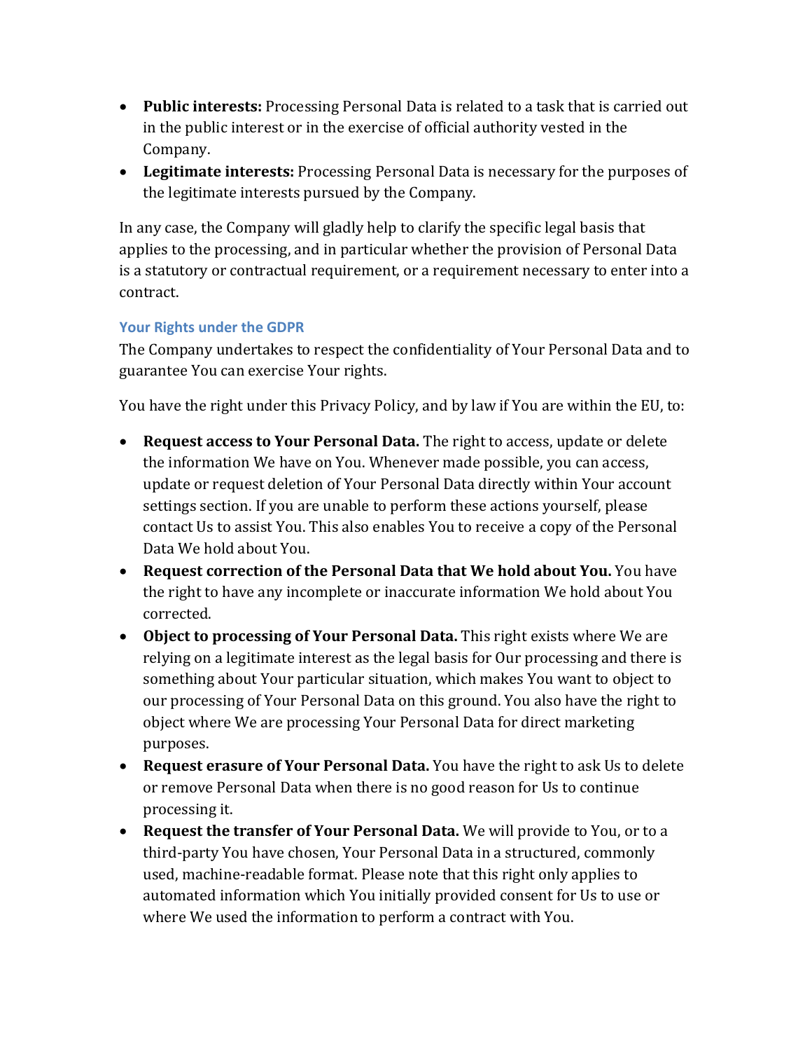- **Public interests:** Processing Personal Data is related to a task that is carried out in the public interest or in the exercise of official authority vested in the Company.
- **Legitimate interests:** Processing Personal Data is necessary for the purposes of the legitimate interests pursued by the Company.

In any case, the Company will gladly help to clarify the specific legal basis that applies to the processing, and in particular whether the provision of Personal Data is a statutory or contractual requirement, or a requirement necessary to enter into a contract.

### Your Rights under the GDPR

The Company undertakes to respect the confidentiality of Your Personal Data and to guarantee You can exercise Your rights.

You have the right under this Privacy Policy, and by law if You are within the EU, to:

- **Request access to Your Personal Data.** The right to access, update or delete the information We have on You. Whenever made possible, you can access, update or request deletion of Your Personal Data directly within Your account settings section. If you are unable to perform these actions yourself, please contact Us to assist You. This also enables You to receive a copy of the Personal Data We hold about You.
- **Request correction of the Personal Data that We hold about You.** You have the right to have any incomplete or inaccurate information We hold about You corrected.
- **Object to processing of Your Personal Data.** This right exists where We are relying on a legitimate interest as the legal basis for Our processing and there is something about Your particular situation, which makes You want to object to our processing of Your Personal Data on this ground. You also have the right to object where We are processing Your Personal Data for direct marketing purposes.
- **Request erasure of Your Personal Data.** You have the right to ask Us to delete or remove Personal Data when there is no good reason for Us to continue processing it.
- **Request the transfer of Your Personal Data.** We will provide to You, or to a third-party You have chosen, Your Personal Data in a structured, commonly used, machine-readable format. Please note that this right only applies to automated information which You initially provided consent for Us to use or where We used the information to perform a contract with You.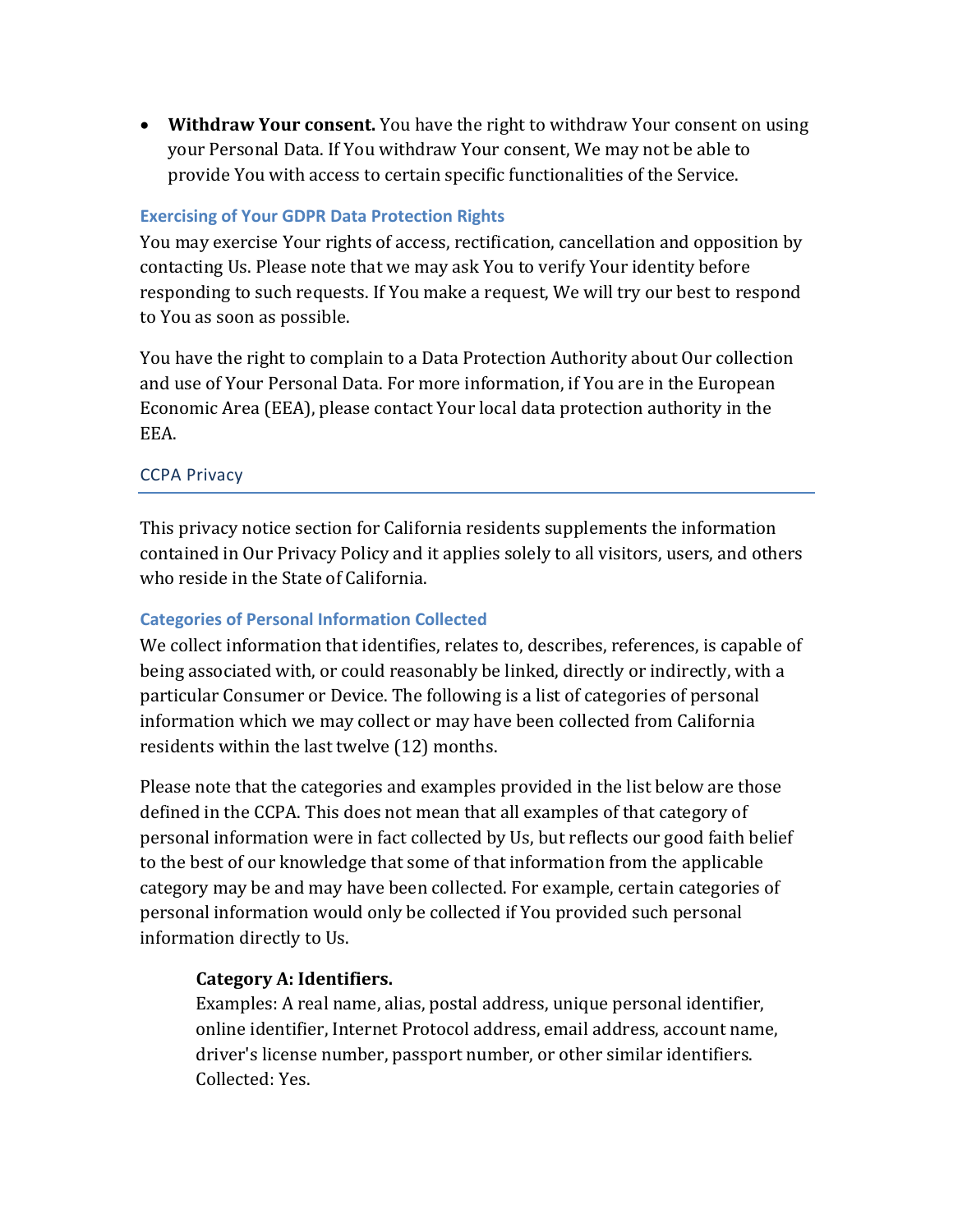- **Withdraw Your consent.** You have the right to withdraw Your consent on using your Personal Data. If You withdraw Your consent, We may not be able to provide You with access to certain specific functionalities of the Service.

### Exercising of Your GDPR Data Protection Rights

You may exercise Your rights of access, rectification, cancellation and opposition by contacting Us. Please note that we may ask You to verify Your identity before responding to such requests. If You make a request, We will try our best to respond to You as soon as possible.

You have the right to complain to a Data Protection Authority about Our collection and use of Your Personal Data. For more information, if You are in the European Economic Area (EEA), please contact Your local data protection authority in the EEA.

## CCPA Privacy

This privacy notice section for California residents supplements the information contained in Our Privacy Policy and it applies solely to all visitors, users, and others who reside in the State of California.

### Categories of Personal Information Collected

We collect information that identifies, relates to, describes, references, is capable of being associated with, or could reasonably be linked, directly or indirectly, with a particular Consumer or Device. The following is a list of categories of personal information which we may collect or may have been collected from California residents within the last twelve (12) months.

Please note that the categories and examples provided in the list below are those defined in the CCPA. This does not mean that all examples of that category of personal information were in fact collected by Us, but reflects our good faith belief to the best of our knowledge that some of that information from the applicable category may be and may have been collected. For example, certain categories of personal information would only be collected if You provided such personal information directly to Us.

> **Category A: Identifiers.**
> Examples: A real name, alias, postal address, unique personal identifier, online identifier, Internet Protocol address, email address, account name, driver's license number, passport number, or other similar identifiers.
> Collected: Yes.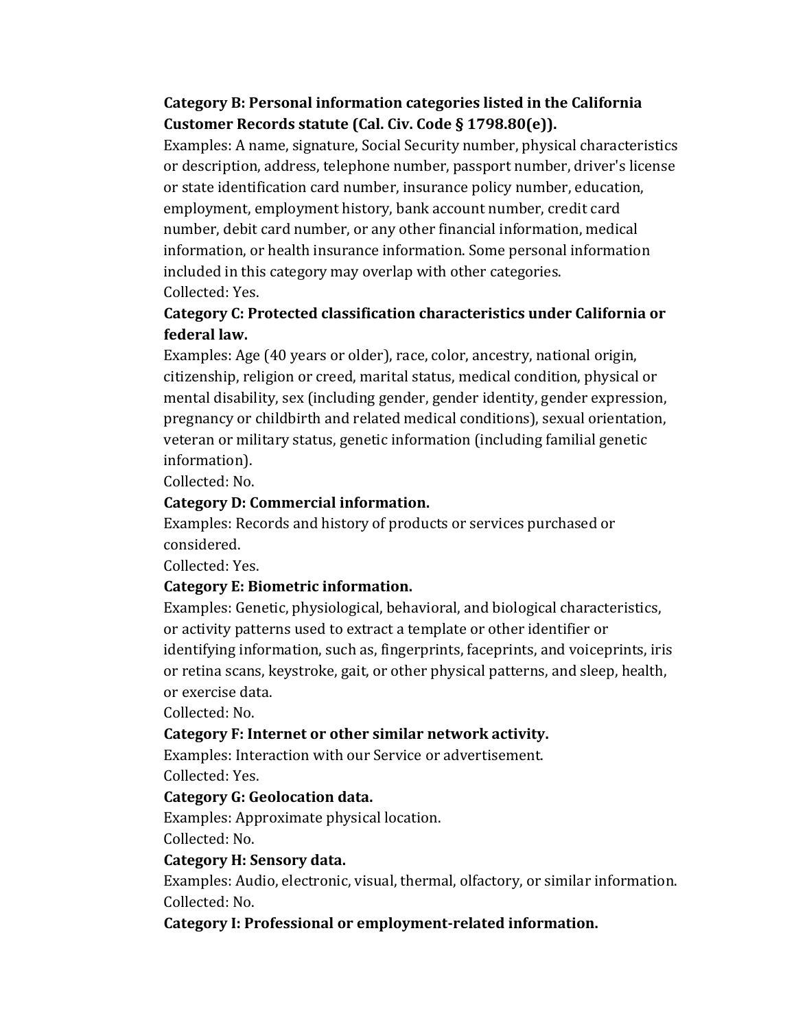**Category B: Personal information categories listed in the California Customer Records statute (Cal. Civ. Code § 1798.80(e)).**

Examples: A name, signature, Social Security number, physical characteristics or description, address, telephone number, passport number, driver's license or state identification card number, insurance policy number, education, employment, employment history, bank account number, credit card number, debit card number, or any other financial information, medical information, or health insurance information. Some personal information included in this category may overlap with other categories.

Collected: Yes.

**Category C: Protected classification characteristics under California or federal law.**

Examples: Age (40 years or older), race, color, ancestry, national origin, citizenship, religion or creed, marital status, medical condition, physical or mental disability, sex (including gender, gender identity, gender expression, pregnancy or childbirth and related medical conditions), sexual orientation, veteran or military status, genetic information (including familial genetic information).

Collected: No.

**Category D: Commercial information.**

Examples: Records and history of products or services purchased or considered.

Collected: Yes.

**Category E: Biometric information.**

Examples: Genetic, physiological, behavioral, and biological characteristics, or activity patterns used to extract a template or other identifier or identifying information, such as, fingerprints, faceprints, and voiceprints, iris or retina scans, keystroke, gait, or other physical patterns, and sleep, health, or exercise data.

Collected: No.

**Category F: Internet or other similar network activity.**

Examples: Interaction with our Service or advertisement.

Collected: Yes.

**Category G: Geolocation data.**

Examples: Approximate physical location.

Collected: No.

**Category H: Sensory data.**

Examples: Audio, electronic, visual, thermal, olfactory, or similar information.

Collected: No.

**Category I: Professional or employment-related information.**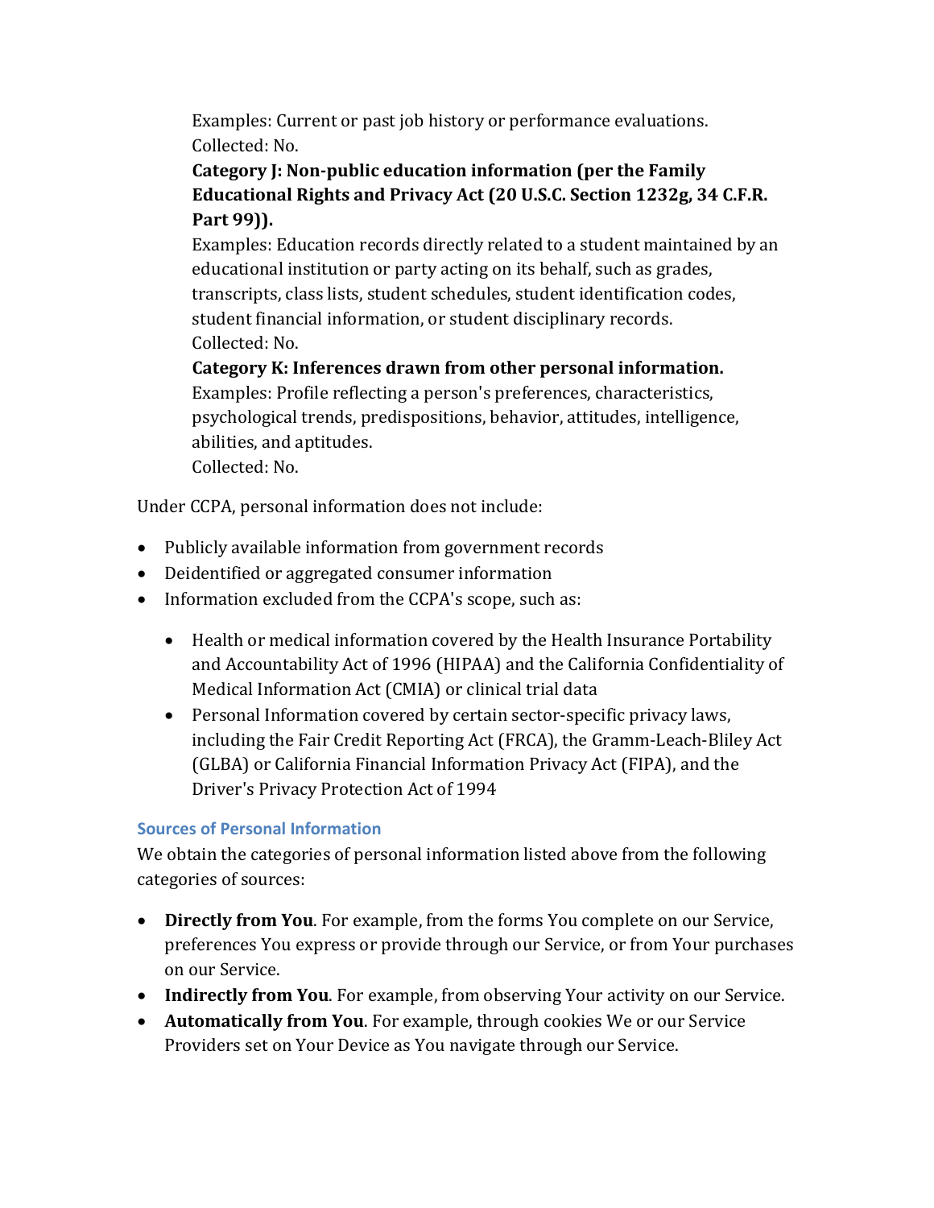Examples: Current or past job history or performance evaluations.
Collected: No.

**Category J: Non-public education information (per the Family Educational Rights and Privacy Act (20 U.S.C. Section 1232g, 34 C.F.R. Part 99)).**
Examples: Education records directly related to a student maintained by an educational institution or party acting on its behalf, such as grades, transcripts, class lists, student schedules, student identification codes, student financial information, or student disciplinary records.
Collected: No.

**Category K: Inferences drawn from other personal information.**
Examples: Profile reflecting a person's preferences, characteristics, psychological trends, predispositions, behavior, attitudes, intelligence, abilities, and aptitudes.
Collected: No.

Under CCPA, personal information does not include:

- Publicly available information from government records
- Deidentified or aggregated consumer information
- Information excluded from the CCPA's scope, such as:
  - Health or medical information covered by the Health Insurance Portability and Accountability Act of 1996 (HIPAA) and the California Confidentiality of Medical Information Act (CMIA) or clinical trial data
  - Personal Information covered by certain sector-specific privacy laws, including the Fair Credit Reporting Act (FRCA), the Gramm-Leach-Bliley Act (GLBA) or California Financial Information Privacy Act (FIPA), and the Driver's Privacy Protection Act of 1994

### Sources of Personal Information

We obtain the categories of personal information listed above from the following categories of sources:

- **Directly from You**. For example, from the forms You complete on our Service, preferences You express or provide through our Service, or from Your purchases on our Service.
- **Indirectly from You**. For example, from observing Your activity on our Service.
- **Automatically from You**. For example, through cookies We or our Service Providers set on Your Device as You navigate through our Service.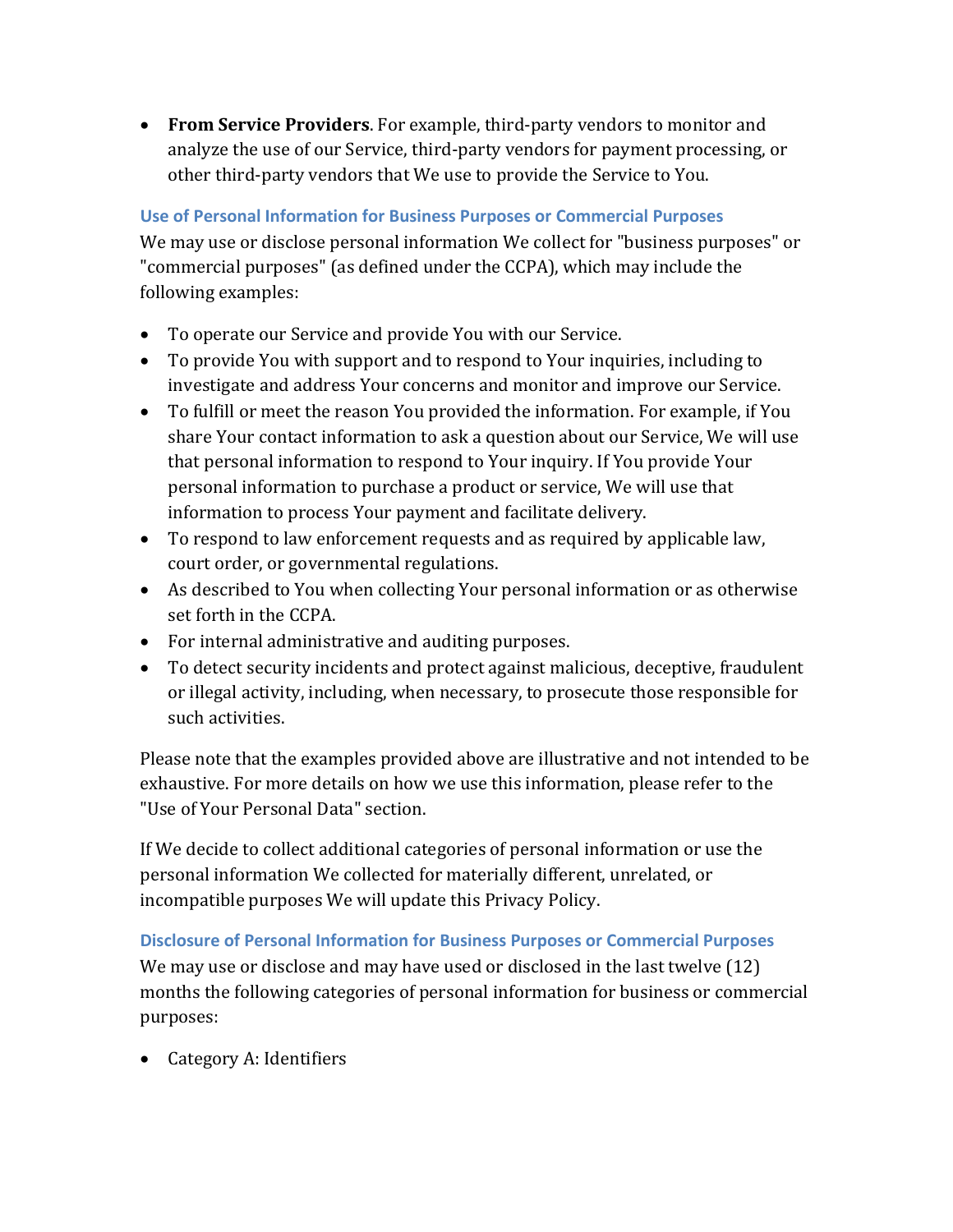- **From Service Providers**. For example, third-party vendors to monitor and analyze the use of our Service, third-party vendors for payment processing, or other third-party vendors that We use to provide the Service to You.

### Use of Personal Information for Business Purposes or Commercial Purposes

We may use or disclose personal information We collect for "business purposes" or "commercial purposes" (as defined under the CCPA), which may include the following examples:

- To operate our Service and provide You with our Service.
- To provide You with support and to respond to Your inquiries, including to investigate and address Your concerns and monitor and improve our Service.
- To fulfill or meet the reason You provided the information. For example, if You share Your contact information to ask a question about our Service, We will use that personal information to respond to Your inquiry. If You provide Your personal information to purchase a product or service, We will use that information to process Your payment and facilitate delivery.
- To respond to law enforcement requests and as required by applicable law, court order, or governmental regulations.
- As described to You when collecting Your personal information or as otherwise set forth in the CCPA.
- For internal administrative and auditing purposes.
- To detect security incidents and protect against malicious, deceptive, fraudulent or illegal activity, including, when necessary, to prosecute those responsible for such activities.

Please note that the examples provided above are illustrative and not intended to be exhaustive. For more details on how we use this information, please refer to the "Use of Your Personal Data" section.

If We decide to collect additional categories of personal information or use the personal information We collected for materially different, unrelated, or incompatible purposes We will update this Privacy Policy.

### Disclosure of Personal Information for Business Purposes or Commercial Purposes

We may use or disclose and may have used or disclosed in the last twelve (12) months the following categories of personal information for business or commercial purposes:

- Category A: Identifiers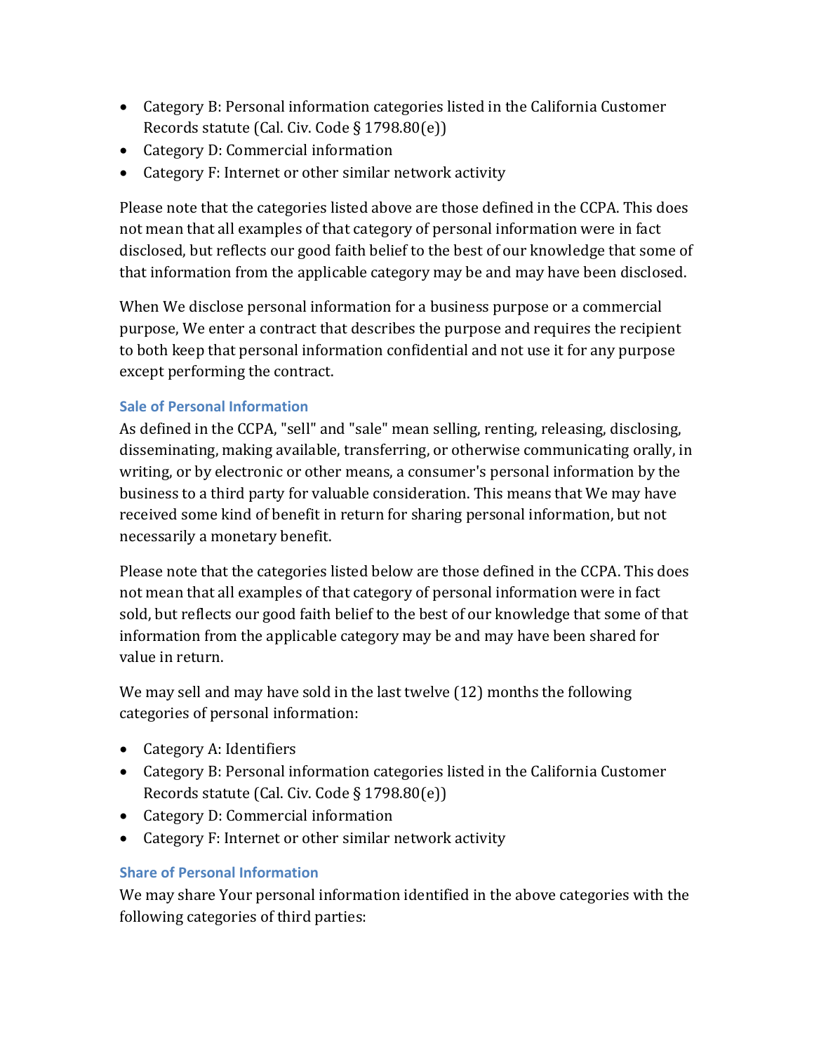- Category B: Personal information categories listed in the California Customer Records statute (Cal. Civ. Code § 1798.80(e))
- Category D: Commercial information
- Category F: Internet or other similar network activity

Please note that the categories listed above are those defined in the CCPA. This does not mean that all examples of that category of personal information were in fact disclosed, but reflects our good faith belief to the best of our knowledge that some of that information from the applicable category may be and may have been disclosed.

When We disclose personal information for a business purpose or a commercial purpose, We enter a contract that describes the purpose and requires the recipient to both keep that personal information confidential and not use it for any purpose except performing the contract.

### Sale of Personal Information

As defined in the CCPA, "sell" and "sale" mean selling, renting, releasing, disclosing, disseminating, making available, transferring, or otherwise communicating orally, in writing, or by electronic or other means, a consumer's personal information by the business to a third party for valuable consideration. This means that We may have received some kind of benefit in return for sharing personal information, but not necessarily a monetary benefit.

Please note that the categories listed below are those defined in the CCPA. This does not mean that all examples of that category of personal information were in fact sold, but reflects our good faith belief to the best of our knowledge that some of that information from the applicable category may be and may have been shared for value in return.

We may sell and may have sold in the last twelve (12) months the following categories of personal information:

- Category A: Identifiers
- Category B: Personal information categories listed in the California Customer Records statute (Cal. Civ. Code § 1798.80(e))
- Category D: Commercial information
- Category F: Internet or other similar network activity

### Share of Personal Information

We may share Your personal information identified in the above categories with the following categories of third parties: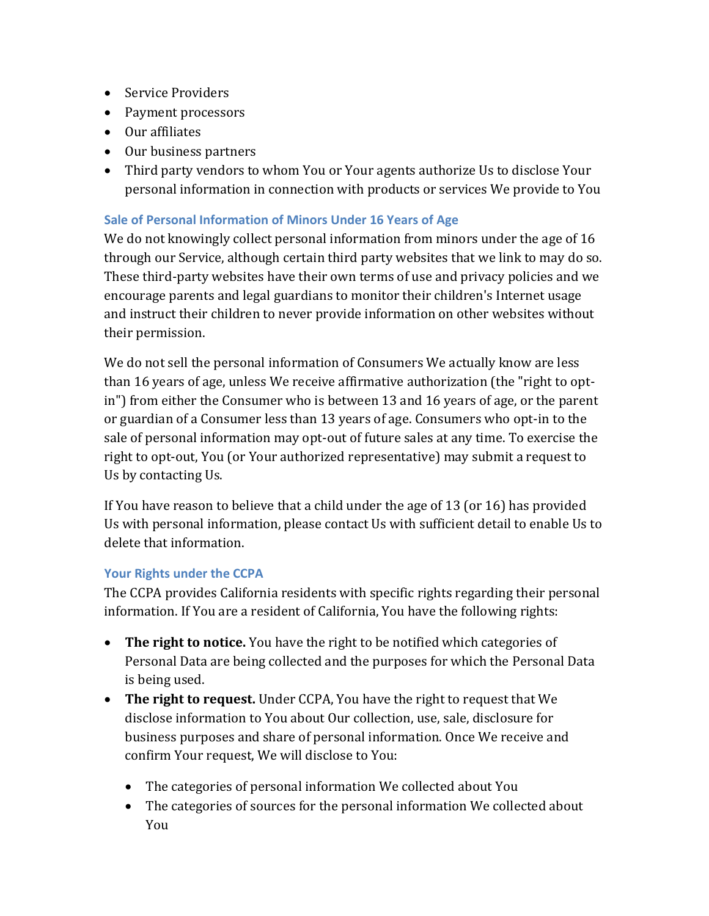- Service Providers
- Payment processors
- Our affiliates
- Our business partners
- Third party vendors to whom You or Your agents authorize Us to disclose Your personal information in connection with products or services We provide to You

### Sale of Personal Information of Minors Under 16 Years of Age

We do not knowingly collect personal information from minors under the age of 16 through our Service, although certain third party websites that we link to may do so. These third-party websites have their own terms of use and privacy policies and we encourage parents and legal guardians to monitor their children's Internet usage and instruct their children to never provide information on other websites without their permission.

We do not sell the personal information of Consumers We actually know are less than 16 years of age, unless We receive affirmative authorization (the "right to opt-in") from either the Consumer who is between 13 and 16 years of age, or the parent or guardian of a Consumer less than 13 years of age. Consumers who opt-in to the sale of personal information may opt-out of future sales at any time. To exercise the right to opt-out, You (or Your authorized representative) may submit a request to Us by contacting Us.

If You have reason to believe that a child under the age of 13 (or 16) has provided Us with personal information, please contact Us with sufficient detail to enable Us to delete that information.

### Your Rights under the CCPA

The CCPA provides California residents with specific rights regarding their personal information. If You are a resident of California, You have the following rights:

- **The right to notice.** You have the right to be notified which categories of Personal Data are being collected and the purposes for which the Personal Data is being used.
- **The right to request.** Under CCPA, You have the right to request that We disclose information to You about Our collection, use, sale, disclosure for business purposes and share of personal information. Once We receive and confirm Your request, We will disclose to You:
  - The categories of personal information We collected about You
  - The categories of sources for the personal information We collected about You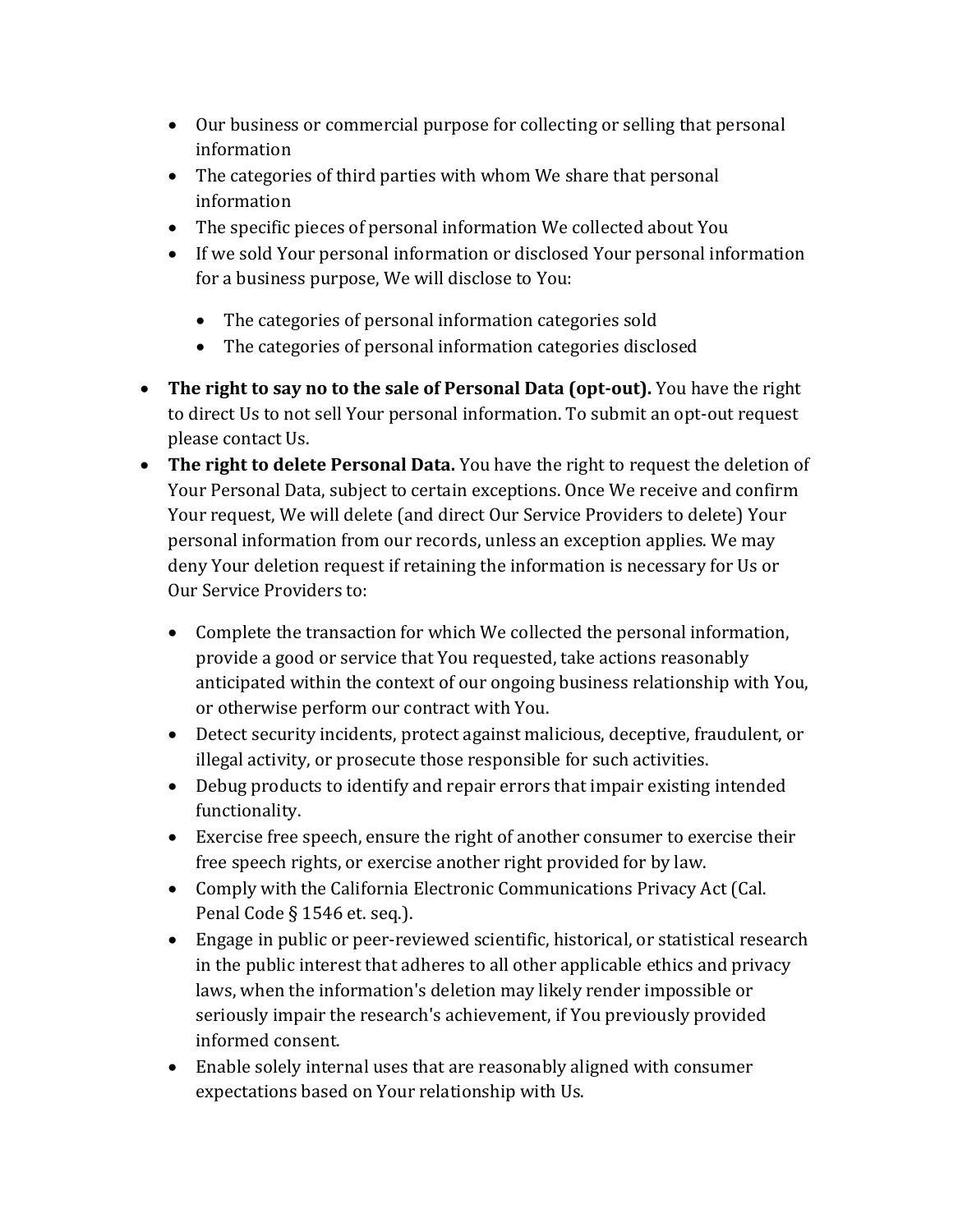- Our business or commercial purpose for collecting or selling that personal information
    - The categories of third parties with whom We share that personal information
    - The specific pieces of personal information We collected about You
    - If we sold Your personal information or disclosed Your personal information for a business purpose, We will disclose to You:
        - The categories of personal information categories sold
        - The categories of personal information categories disclosed

- **The right to say no to the sale of Personal Data (opt-out).** You have the right to direct Us to not sell Your personal information. To submit an opt-out request please contact Us.
- **The right to delete Personal Data.** You have the right to request the deletion of Your Personal Data, subject to certain exceptions. Once We receive and confirm Your request, We will delete (and direct Our Service Providers to delete) Your personal information from our records, unless an exception applies. We may deny Your deletion request if retaining the information is necessary for Us or Our Service Providers to:
    - Complete the transaction for which We collected the personal information, provide a good or service that You requested, take actions reasonably anticipated within the context of our ongoing business relationship with You, or otherwise perform our contract with You.
    - Detect security incidents, protect against malicious, deceptive, fraudulent, or illegal activity, or prosecute those responsible for such activities.
    - Debug products to identify and repair errors that impair existing intended functionality.
    - Exercise free speech, ensure the right of another consumer to exercise their free speech rights, or exercise another right provided for by law.
    - Comply with the California Electronic Communications Privacy Act (Cal. Penal Code § 1546 et. seq.).
    - Engage in public or peer-reviewed scientific, historical, or statistical research in the public interest that adheres to all other applicable ethics and privacy laws, when the information's deletion may likely render impossible or seriously impair the research's achievement, if You previously provided informed consent.
    - Enable solely internal uses that are reasonably aligned with consumer expectations based on Your relationship with Us.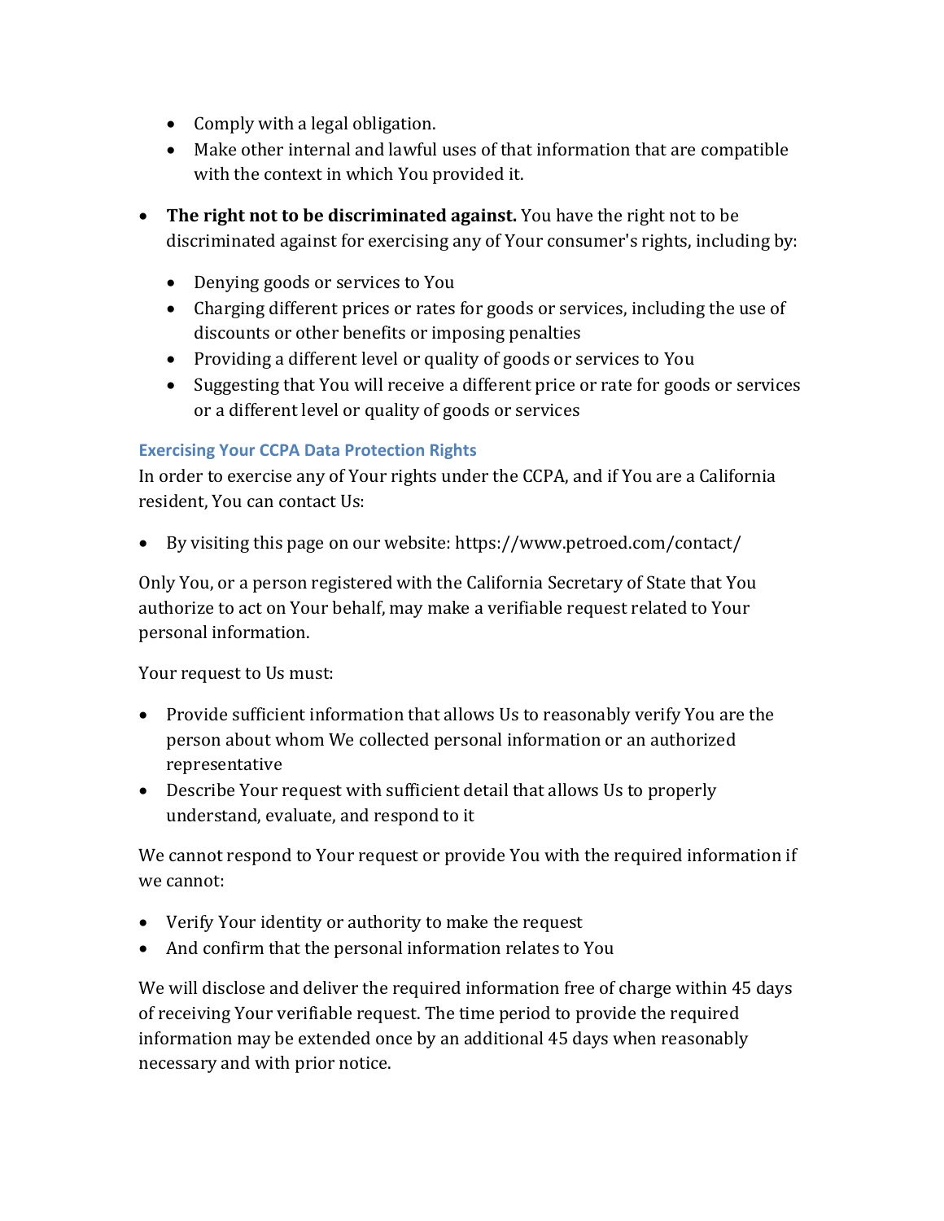- Comply with a legal obligation.
  - Make other internal and lawful uses of that information that are compatible with the context in which You provided it.

- **The right not to be discriminated against.** You have the right not to be discriminated against for exercising any of Your consumer's rights, including by:
  - Denying goods or services to You
  - Charging different prices or rates for goods or services, including the use of discounts or other benefits or imposing penalties
  - Providing a different level or quality of goods or services to You
  - Suggesting that You will receive a different price or rate for goods or services or a different level or quality of goods or services

### Exercising Your CCPA Data Protection Rights

In order to exercise any of Your rights under the CCPA, and if You are a California resident, You can contact Us:

- By visiting this page on our website: https://www.petroed.com/contact/

Only You, or a person registered with the California Secretary of State that You authorize to act on Your behalf, may make a verifiable request related to Your personal information.

Your request to Us must:

- Provide sufficient information that allows Us to reasonably verify You are the person about whom We collected personal information or an authorized representative
- Describe Your request with sufficient detail that allows Us to properly understand, evaluate, and respond to it

We cannot respond to Your request or provide You with the required information if we cannot:

- Verify Your identity or authority to make the request
- And confirm that the personal information relates to You

We will disclose and deliver the required information free of charge within 45 days of receiving Your verifiable request. The time period to provide the required information may be extended once by an additional 45 days when reasonably necessary and with prior notice.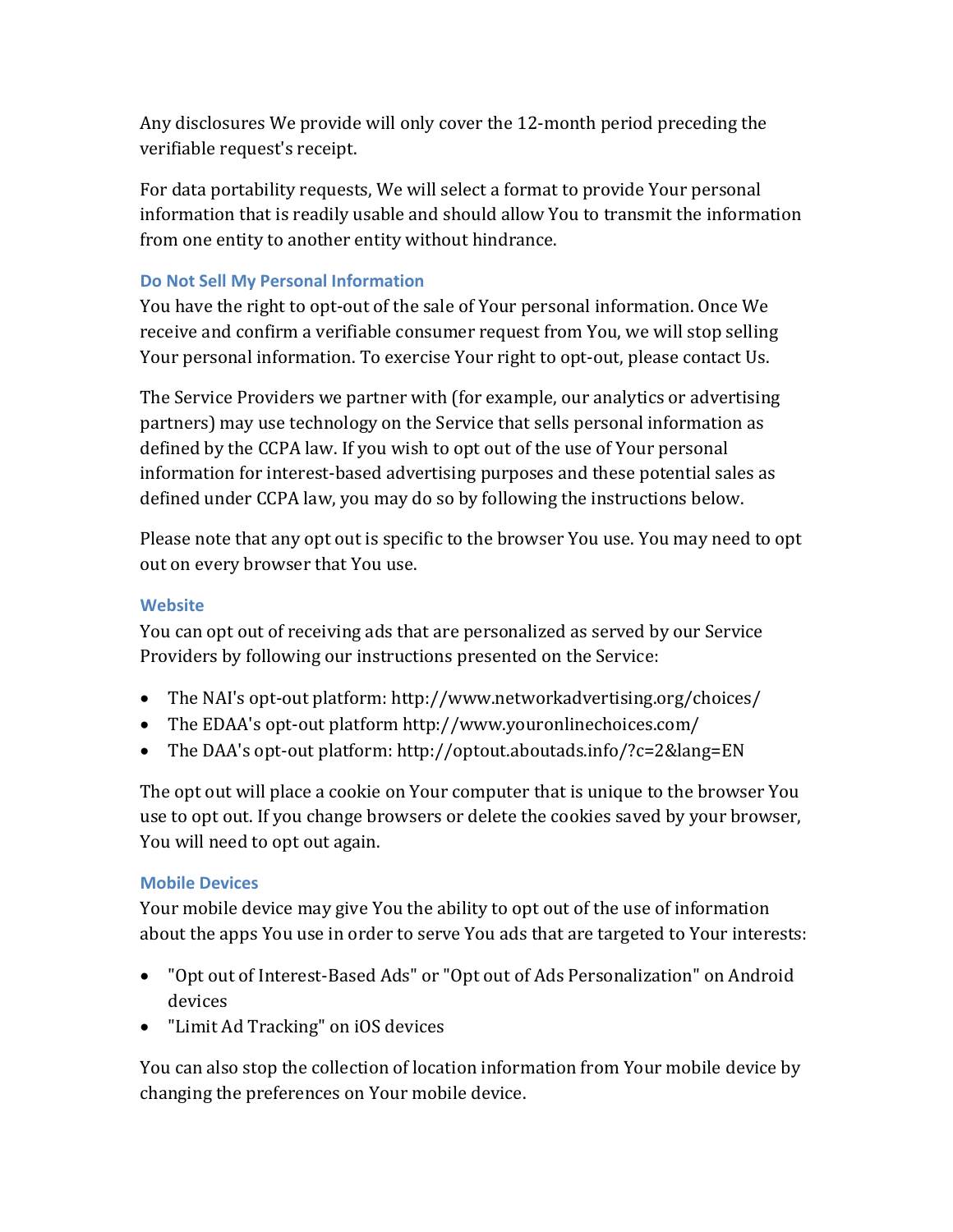Any disclosures We provide will only cover the 12-month period preceding the verifiable request's receipt.

For data portability requests, We will select a format to provide Your personal information that is readily usable and should allow You to transmit the information from one entity to another entity without hindrance.

### Do Not Sell My Personal Information

You have the right to opt-out of the sale of Your personal information. Once We receive and confirm a verifiable consumer request from You, we will stop selling Your personal information. To exercise Your right to opt-out, please contact Us.

The Service Providers we partner with (for example, our analytics or advertising partners) may use technology on the Service that sells personal information as defined by the CCPA law. If you wish to opt out of the use of Your personal information for interest-based advertising purposes and these potential sales as defined under CCPA law, you may do so by following the instructions below.

Please note that any opt out is specific to the browser You use. You may need to opt out on every browser that You use.

### Website

You can opt out of receiving ads that are personalized as served by our Service Providers by following our instructions presented on the Service:

- The NAI's opt-out platform: http://www.networkadvertising.org/choices/
- The EDAA's opt-out platform http://www.youronlinechoices.com/
- The DAA's opt-out platform: http://optout.aboutads.info/?c=2&lang=EN

The opt out will place a cookie on Your computer that is unique to the browser You use to opt out. If you change browsers or delete the cookies saved by your browser, You will need to opt out again.

### Mobile Devices

Your mobile device may give You the ability to opt out of the use of information about the apps You use in order to serve You ads that are targeted to Your interests:

- "Opt out of Interest-Based Ads" or "Opt out of Ads Personalization" on Android devices
- "Limit Ad Tracking" on iOS devices

You can also stop the collection of location information from Your mobile device by changing the preferences on Your mobile device.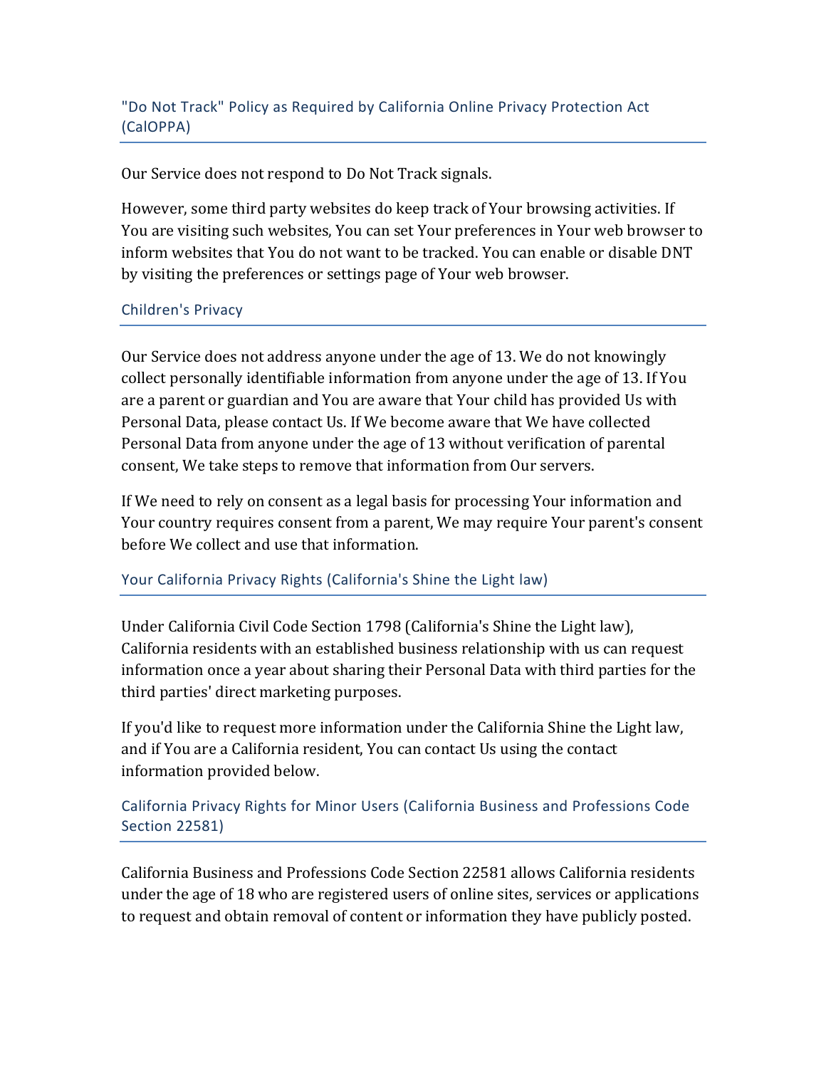## "Do Not Track" Policy as Required by California Online Privacy Protection Act (CalOPPA)

Our Service does not respond to Do Not Track signals.

However, some third party websites do keep track of Your browsing activities. If You are visiting such websites, You can set Your preferences in Your web browser to inform websites that You do not want to be tracked. You can enable or disable DNT by visiting the preferences or settings page of Your web browser.

## Children's Privacy

Our Service does not address anyone under the age of 13. We do not knowingly collect personally identifiable information from anyone under the age of 13. If You are a parent or guardian and You are aware that Your child has provided Us with Personal Data, please contact Us. If We become aware that We have collected Personal Data from anyone under the age of 13 without verification of parental consent, We take steps to remove that information from Our servers.

If We need to rely on consent as a legal basis for processing Your information and Your country requires consent from a parent, We may require Your parent's consent before We collect and use that information.

## Your California Privacy Rights (California's Shine the Light law)

Under California Civil Code Section 1798 (California's Shine the Light law), California residents with an established business relationship with us can request information once a year about sharing their Personal Data with third parties for the third parties' direct marketing purposes.

If you'd like to request more information under the California Shine the Light law, and if You are a California resident, You can contact Us using the contact information provided below.

## California Privacy Rights for Minor Users (California Business and Professions Code Section 22581)

California Business and Professions Code Section 22581 allows California residents under the age of 18 who are registered users of online sites, services or applications to request and obtain removal of content or information they have publicly posted.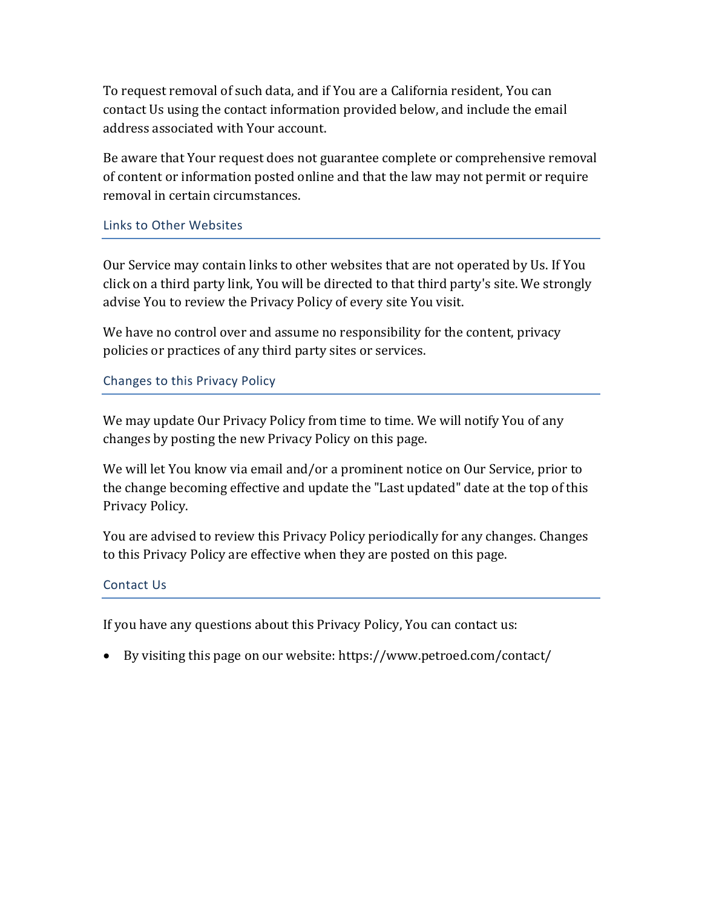To request removal of such data, and if You are a California resident, You can contact Us using the contact information provided below, and include the email address associated with Your account.

Be aware that Your request does not guarantee complete or comprehensive removal of content or information posted online and that the law may not permit or require removal in certain circumstances.

## Links to Other Websites

Our Service may contain links to other websites that are not operated by Us. If You click on a third party link, You will be directed to that third party's site. We strongly advise You to review the Privacy Policy of every site You visit.

We have no control over and assume no responsibility for the content, privacy policies or practices of any third party sites or services.

## Changes to this Privacy Policy

We may update Our Privacy Policy from time to time. We will notify You of any changes by posting the new Privacy Policy on this page.

We will let You know via email and/or a prominent notice on Our Service, prior to the change becoming effective and update the "Last updated" date at the top of this Privacy Policy.

You are advised to review this Privacy Policy periodically for any changes. Changes to this Privacy Policy are effective when they are posted on this page.

## Contact Us

If you have any questions about this Privacy Policy, You can contact us:

- By visiting this page on our website: https://www.petroed.com/contact/